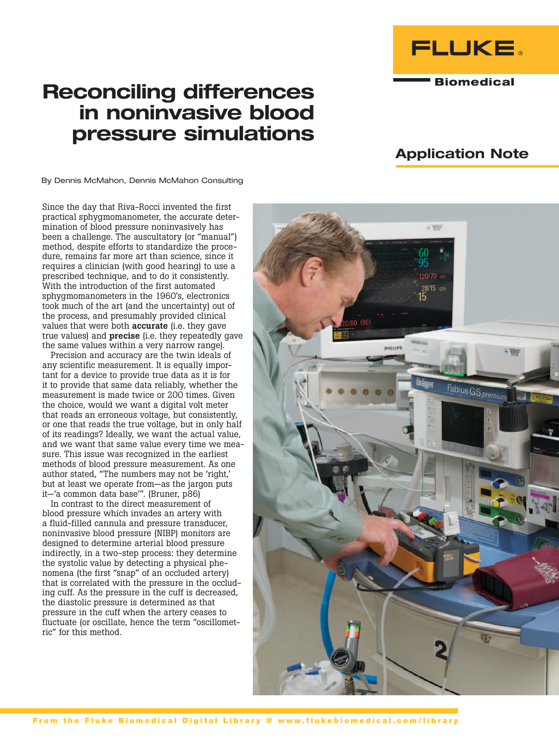FLUKE®

Biomedical

# Reconciling differences in noninvasive blood pressure simulations

## Application Note

By Dennis McMahon, Dennis McMahon Consulting

Since the day that Riva-Rocci invented the first practical sphygmomanometer, the accurate determination of blood pressure noninvasively has been a challenge. The auscultatory (or "manual") method, despite efforts to standardize the procedure, remains far more art than science, since it requires a clinician (with good hearing) to use a prescribed technique, and to do it consistently. With the introduction of the first automated sphygmomanometers in the 1960's, electronics took much of the art (and the uncertainty) out of the process, and presumably provided clinical values that were both **accurate** (i.e. they gave true values) and **precise** (i.e. they repeatedly gave the same values within a very narrow range).

Precision and accuracy are the twin ideals of any scientific measurement. It is equally important for a device to provide true data as it is for it to provide that same data reliably, whether the measurement is made twice or 200 times. Given the choice, would we want a digital volt meter that reads an erroneous voltage, but consistently, or one that reads the true voltage, but in only half of its readings? Ideally, we want the actual value, and we want that same value every time we measure. This issue was recognized in the earliest methods of blood pressure measurement. As one author stated, "The numbers may not be 'right,' but at least we operate from—as the jargon puts it—'a common data base'". (Bruner, p86)

In contrast to the direct measurement of blood pressure which invades an artery with a fluid-filled cannula and pressure transducer, noninvasive blood pressure (NIBP) monitors are designed to determine arterial blood pressure indirectly, in a two-step process: they determine the systolic value by detecting a physical phenomena (the first "snap" of an occluded artery) that is correlated with the pressure in the occluding cuff. As the pressure in the cuff is decreased, the diastolic pressure is determined as that pressure in the cuff when the artery ceases to fluctuate (or oscillate, hence the term "oscillometric" for this method.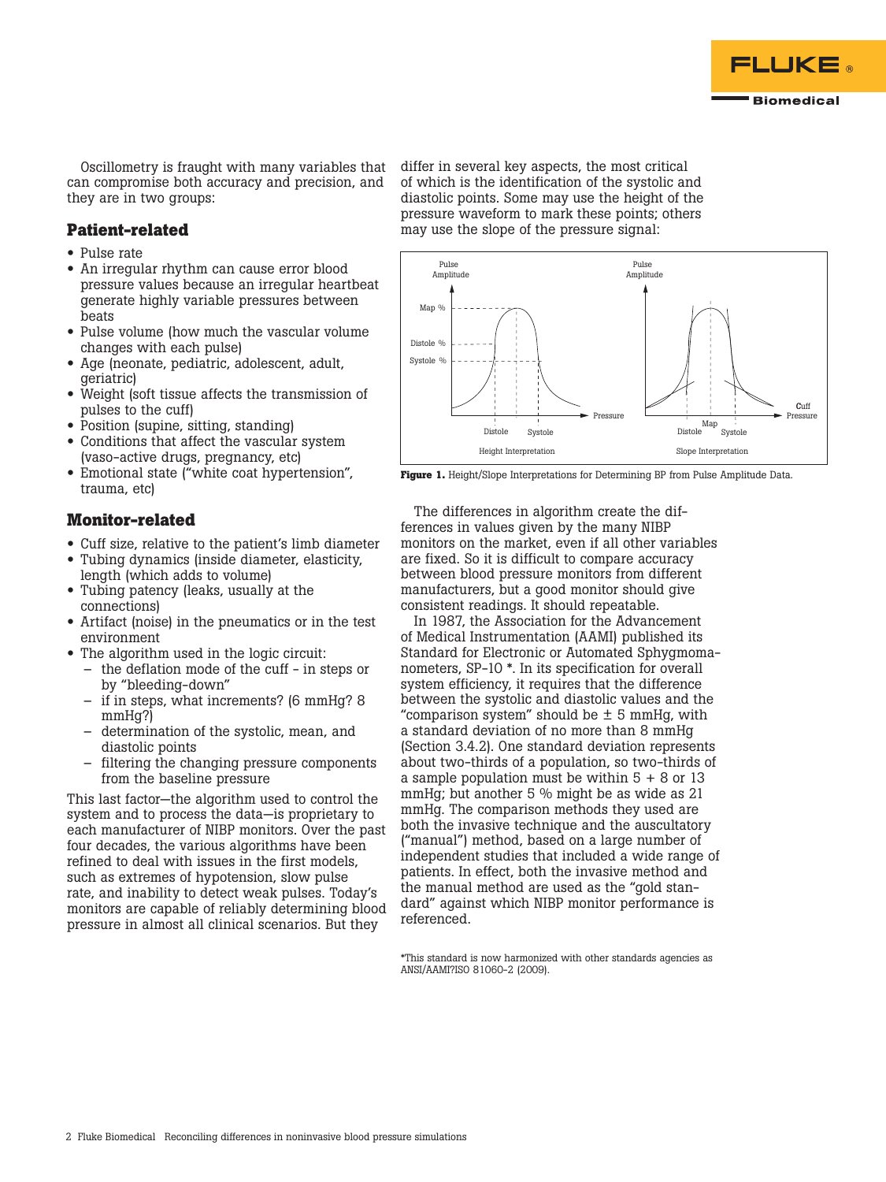Oscillometry is fraught with many variables that can compromise both accuracy and precision, and they are in two groups:

### Patient-related

- Pulse rate
- An irregular rhythm can cause error blood pressure values because an irregular heartbeat generate highly variable pressures between beats
- Pulse volume (how much the vascular volume changes with each pulse)
- Age (neonate, pediatric, adolescent, adult, geriatric)
- Weight (soft tissue affects the transmission of pulses to the cuff)
- Position (supine, sitting, standing)
- Conditions that affect the vascular system (vaso-active drugs, pregnancy, etc)
- Emotional state ("white coat hypertension", trauma, etc)

### Monitor-related

- Cuff size, relative to the patient's limb diameter
- Tubing dynamics (inside diameter, elasticity, length (which adds to volume)
- Tubing patency (leaks, usually at the connections)
- Artifact (noise) in the pneumatics or in the test environment
- The algorithm used in the logic circuit:
  - the deflation mode of the cuff - in steps or by "bleeding-down"
  - if in steps, what increments? (6 mmHg? 8 mmHg?)
  - determination of the systolic, mean, and diastolic points
  - filtering the changing pressure components from the baseline pressure

This last factor—the algorithm used to control the system and to process the data—is proprietary to each manufacturer of NIBP monitors. Over the past four decades, the various algorithms have been refined to deal with issues in the first models, such as extremes of hypotension, slow pulse rate, and inability to detect weak pulses. Today's monitors are capable of reliably determining blood pressure in almost all clinical scenarios. But they differ in several key aspects, the most critical of which is the identification of the systolic and diastolic points. Some may use the height of the pressure waveform to mark these points; others may use the slope of the pressure signal:

**Figure 1.** Height/Slope Interpretations for Determining BP from Pulse Amplitude Data.

The differences in algorithm create the differences in values given by the many NIBP monitors on the market, even if all other variables are fixed. So it is difficult to compare accuracy between blood pressure monitors from different manufacturers, but a good monitor should give consistent readings. It should repeatable.

In 1987, the Association for the Advancement of Medical Instrumentation (AAMI) published its Standard for Electronic or Automated Sphygmomanometers, SP-10 *. In its specification for overall system efficiency, it requires that the difference between the systolic and diastolic values and the "comparison system" should be ± 5 mmHg, with a standard deviation of no more than 8 mmHg (Section 3.4.2). One standard deviation represents about two-thirds of a population, so two-thirds of a sample population must be within 5 + 8 or 13 mmHg; but another 5 % might be as wide as 21 mmHg. The comparison methods they used are both the invasive technique and the auscultatory ("manual") method, based on a large number of independent studies that included a wide range of patients. In effect, both the invasive method and the manual method are used as the "gold standard" against which NIBP monitor performance is referenced.

*This standard is now harmonized with other standards agencies as ANSI/AAMI?ISO 81060-2 (2009).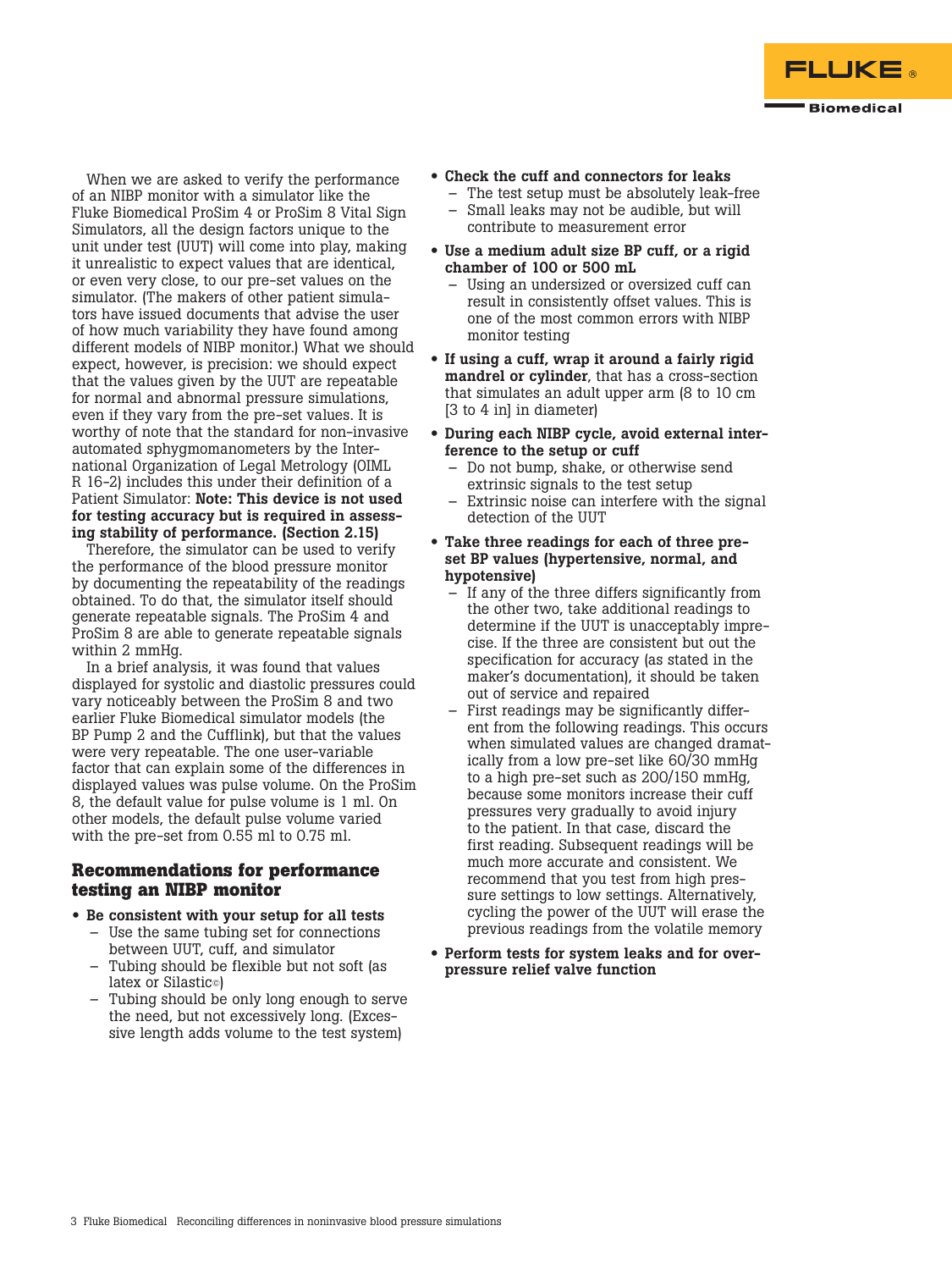When we are asked to verify the performance of an NIBP monitor with a simulator like the Fluke Biomedical ProSim 4 or ProSim 8 Vital Sign Simulators, all the design factors unique to the unit under test (UUT) will come into play, making it unrealistic to expect values that are identical, or even very close, to our pre-set values on the simulator. (The makers of other patient simulators have issued documents that advise the user of how much variability they have found among different models of NIBP monitor.) What we should expect, however, is precision: we should expect that the values given by the UUT are repeatable for normal and abnormal pressure simulations, even if they vary from the pre-set values. It is worthy of note that the standard for non-invasive automated sphygmomanometers by the International Organization of Legal Metrology (OIML R 16-2) includes this under their definition of a Patient Simulator: **Note: This device is not used for testing accuracy but is required in assessing stability of performance. (Section 2.15)**

Therefore, the simulator can be used to verify the performance of the blood pressure monitor by documenting the repeatability of the readings obtained. To do that, the simulator itself should generate repeatable signals. The ProSim 4 and ProSim 8 are able to generate repeatable signals within 2 mmHg.

In a brief analysis, it was found that values displayed for systolic and diastolic pressures could vary noticeably between the ProSim 8 and two earlier Fluke Biomedical simulator models (the BP Pump 2 and the Cufflink), but that the values were very repeatable. The one user-variable factor that can explain some of the differences in displayed values was pulse volume. On the ProSim 8, the default value for pulse volume is 1 ml. On other models, the default pulse volume varied with the pre-set from 0.55 ml to 0.75 ml.

## Recommendations for performance testing an NIBP monitor

- **Be consistent with your setup for all tests**
  - Use the same tubing set for connections between UUT, cuff, and simulator
  - Tubing should be flexible but not soft (as latex or Silastic©)
  - Tubing should be only long enough to serve the need, but not excessively long. (Excessive length adds volume to the test system)
- **Check the cuff and connectors for leaks**
  - The test setup must be absolutely leak-free
  - Small leaks may not be audible, but will contribute to measurement error
- **Use a medium adult size BP cuff, or a rigid chamber of 100 or 500 mL**
  - Using an undersized or oversized cuff can result in consistently offset values. This is one of the most common errors with NIBP monitor testing
- **If using a cuff, wrap it around a fairly rigid mandrel or cylinder**, that has a cross-section that simulates an adult upper arm (8 to 10 cm [3 to 4 in] in diameter)
- **During each NIBP cycle, avoid external interference to the setup or cuff**
  - Do not bump, shake, or otherwise send extrinsic signals to the test setup
  - Extrinsic noise can interfere with the signal detection of the UUT
- **Take three readings for each of three preset BP values (hypertensive, normal, and hypotensive)**
  - If any of the three differs significantly from the other two, take additional readings to determine if the UUT is unacceptably imprecise. If the three are consistent but out the specification for accuracy (as stated in the maker's documentation), it should be taken out of service and repaired
  - First readings may be significantly different from the following readings. This occurs when simulated values are changed dramatically from a low pre-set like 60/30 mmHg to a high pre-set such as 200/150 mmHg, because some monitors increase their cuff pressures very gradually to avoid injury to the patient. In that case, discard the first reading. Subsequent readings will be much more accurate and consistent. We recommend that you test from high pressure settings to low settings. Alternatively, cycling the power of the UUT will erase the previous readings from the volatile memory
- **Perform tests for system leaks and for overpressure relief valve function**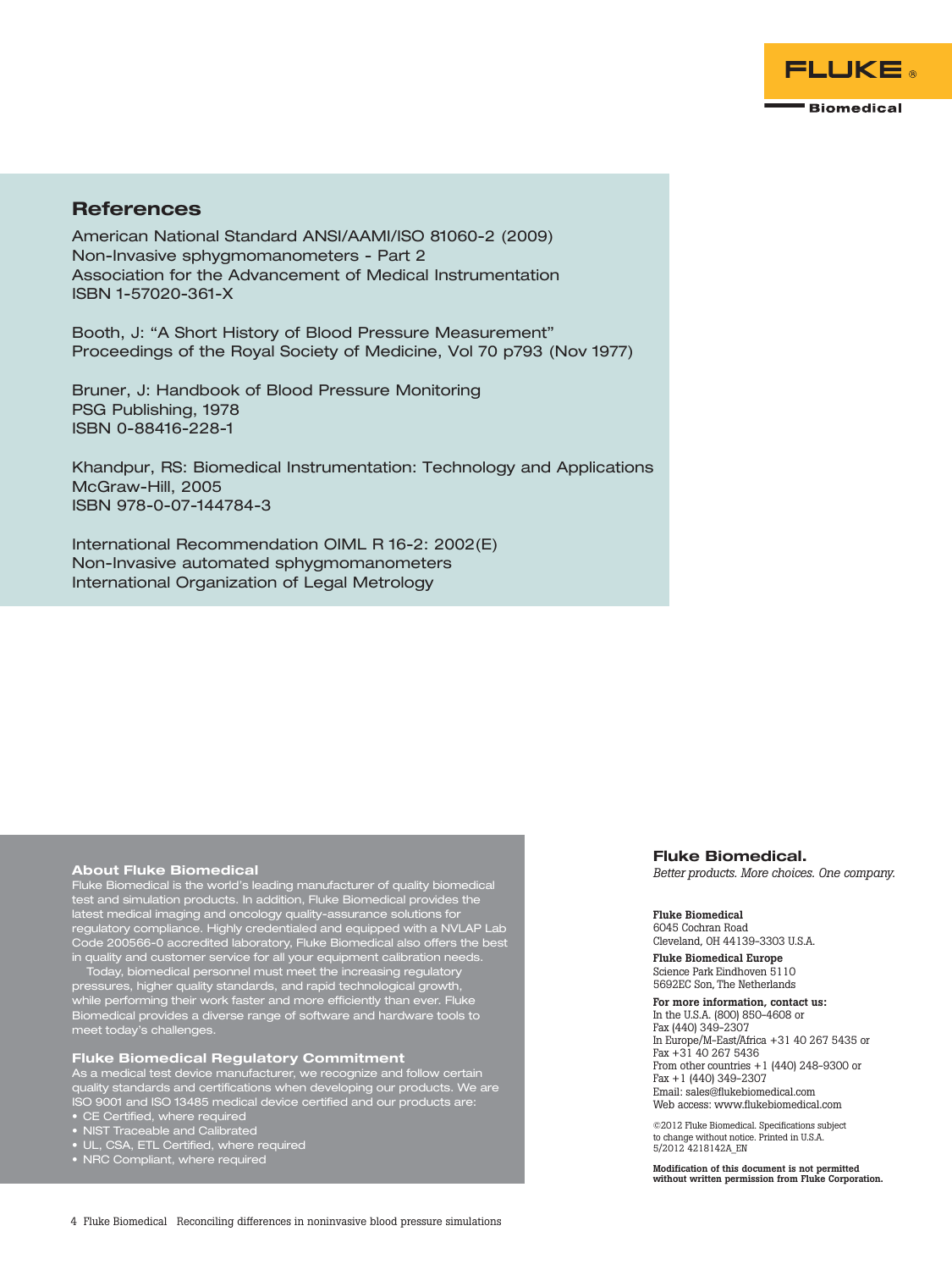FLUKE®

Biomedical

## References

American National Standard ANSI/AAMI/ISO 81060-2 (2009)
Non-Invasive sphygmomanometers - Part 2
Association for the Advancement of Medical Instrumentation
ISBN 1-57020-361-X

Booth, J: "A Short History of Blood Pressure Measurement"
Proceedings of the Royal Society of Medicine, Vol 70 p793 (Nov 1977)

Bruner, J: Handbook of Blood Pressure Monitoring
PSG Publishing, 1978
ISBN 0-88416-228-1

Khandpur, RS: Biomedical Instrumentation: Technology and Applications
McGraw-Hill, 2005
ISBN 978-0-07-144784-3

International Recommendation OIML R 16-2: 2002(E)
Non-Invasive automated sphygmomanometers
International Organization of Legal Metrology

### About Fluke Biomedical

Fluke Biomedical is the world's leading manufacturer of quality biomedical test and simulation products. In addition, Fluke Biomedical provides the latest medical imaging and oncology quality-assurance solutions for regulatory compliance. Highly credentialed and equipped with a NVLAP Lab Code 200566-0 accredited laboratory, Fluke Biomedical also offers the best in quality and customer service for all your equipment calibration needs.

Today, biomedical personnel must meet the increasing regulatory pressures, higher quality standards, and rapid technological growth, while performing their work faster and more efficiently than ever. Fluke Biomedical provides a diverse range of software and hardware tools to meet today's challenges.

### Fluke Biomedical Regulatory Commitment

As a medical test device manufacturer, we recognize and follow certain quality standards and certifications when developing our products. We are ISO 9001 and ISO 13485 medical device certified and our products are:

- CE Certified, where required
- NIST Traceable and Calibrated
- UL, CSA, ETL Certified, where required
- NRC Compliant, where required

**Fluke Biomedical.**
*Better products. More choices. One company.*

**Fluke Biomedical**
6045 Cochran Road
Cleveland, OH 44139-3303 U.S.A.

**Fluke Biomedical Europe**
Science Park Eindhoven 5110
5692EC Son, The Netherlands

**For more information, contact us:**
In the U.S.A. (800) 850-4608 or
Fax (440) 349-2307
In Europe/M-East/Africa +31 40 267 5435 or
Fax +31 40 267 5436
From other countries +1 (440) 248-9300 or
Fax +1 (440) 349-2307
Email: sales@flukebiomedical.com
Web access: www.flukebiomedical.com

©2012 Fluke Biomedical. Specifications subject to change without notice. Printed in U.S.A.
5/2012 4218142A_EN

**Modification of this document is not permitted without written permission from Fluke Corporation.**